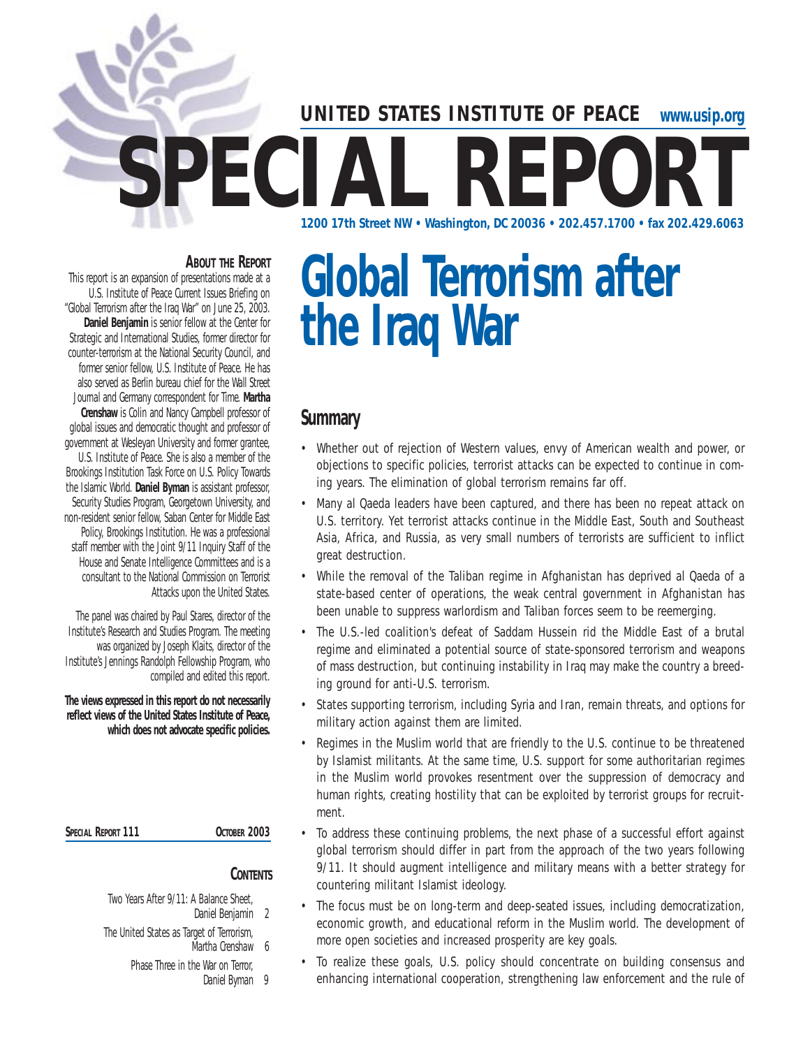**UNITED STATES INSTITUTE OF PEACE** www.usip.org

# SPECIAL REPORT

1200 17th Street NW • Washington, DC 20036 • 202.457.1700 • fax 202.429.6063

**ABOUT THE REPORT**

This report is an expansion of presentations made at a U.S. Institute of Peace Current Issues Briefing on "Global Terrorism after the Iraq War" on June 25, 2003. **Daniel Benjamin** is senior fellow at the Center for Strategic and International Studies, former director for counter-terrorism at the National Security Council, and former senior fellow, U.S. Institute of Peace. He has also served as Berlin bureau chief for the Wall Street Journal and Germany correspondent for Time. **Martha Crenshaw** is Colin and Nancy Campbell professor of global issues and democratic thought and professor of government at Wesleyan University and former grantee, U.S. Institute of Peace. She is also a member of the Brookings Institution Task Force on U.S. Policy Towards the Islamic World. **Daniel Byman** is assistant professor, Security Studies Program, Georgetown University, and non-resident senior fellow, Saban Center for Middle East Policy, Brookings Institution. He was a professional staff member with the Joint 9/11 Inquiry Staff of the House and Senate Intelligence Committees and is a consultant to the National Commission on Terrorist Attacks upon the United States.

The panel was chaired by Paul Stares, director of the Institute's Research and Studies Program. The meeting was organized by Joseph Klaits, director of the Institute's Jennings Randolph Fellowship Program, who compiled and edited this report.

**The views expressed in this report do not necessarily reflect views of the United States Institute of Peace, which does not advocate specific policies.**

**SPECIAL REPORT 111** **OCTOBER 2003**

**CONTENTS**

- Two Years After 9/11: A Balance Sheet, Daniel Benjamin 2
- The United States as Target of Terrorism, Martha Crenshaw 6
- Phase Three in the War on Terror, Daniel Byman 9

# Global Terrorism after the Iraq War

## Summary

- Whether out of rejection of Western values, envy of American wealth and power, or objections to specific policies, terrorist attacks can be expected to continue in coming years. The elimination of global terrorism remains far off.
- Many al Qaeda leaders have been captured, and there has been no repeat attack on U.S. territory. Yet terrorist attacks continue in the Middle East, South and Southeast Asia, Africa, and Russia, as very small numbers of terrorists are sufficient to inflict great destruction.
- While the removal of the Taliban regime in Afghanistan has deprived al Qaeda of a state-based center of operations, the weak central government in Afghanistan has been unable to suppress warlordism and Taliban forces seem to be reemerging.
- The U.S.-led coalition's defeat of Saddam Hussein rid the Middle East of a brutal regime and eliminated a potential source of state-sponsored terrorism and weapons of mass destruction, but continuing instability in Iraq may make the country a breeding ground for anti-U.S. terrorism.
- States supporting terrorism, including Syria and Iran, remain threats, and options for military action against them are limited.
- Regimes in the Muslim world that are friendly to the U.S. continue to be threatened by Islamist militants. At the same time, U.S. support for some authoritarian regimes in the Muslim world provokes resentment over the suppression of democracy and human rights, creating hostility that can be exploited by terrorist groups for recruitment.
- To address these continuing problems, the next phase of a successful effort against global terrorism should differ in part from the approach of the two years following 9/11. It should augment intelligence and military means with a better strategy for countering militant Islamist ideology.
- The focus must be on long-term and deep-seated issues, including democratization, economic growth, and educational reform in the Muslim world. The development of more open societies and increased prosperity are key goals.
- To realize these goals, U.S. policy should concentrate on building consensus and enhancing international cooperation, strengthening law enforcement and the rule of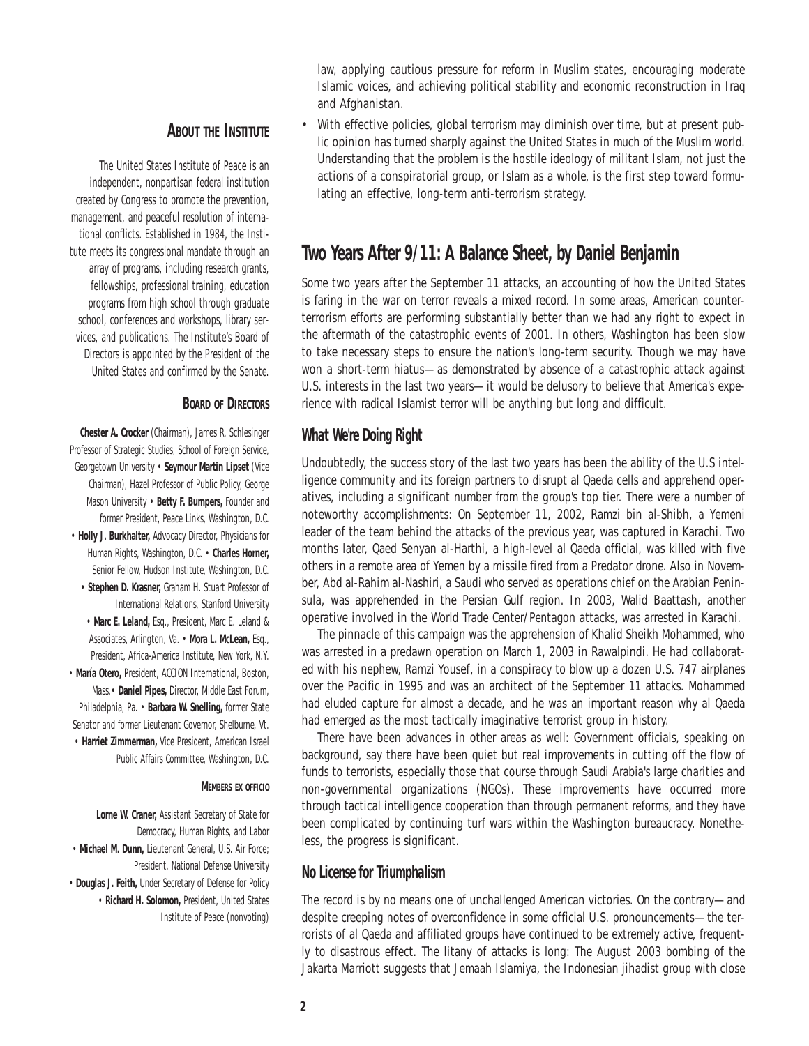law, applying cautious pressure for reform in Muslim states, encouraging moderate Islamic voices, and achieving political stability and economic reconstruction in Iraq and Afghanistan.

- With effective policies, global terrorism may diminish over time, but at present public opinion has turned sharply against the United States in much of the Muslim world. Understanding that the problem is the hostile ideology of militant Islam, not just the actions of a conspiratorial group, or Islam as a whole, is the first step toward formulating an effective, long-term anti-terrorism strategy.

## Two Years After 9/11: A Balance Sheet, by Daniel Benjamin

Some two years after the September 11 attacks, an accounting of how the United States is faring in the war on terror reveals a mixed record. In some areas, American counterterrorism efforts are performing substantially better than we had any right to expect in the aftermath of the catastrophic events of 2001. In others, Washington has been slow to take necessary steps to ensure the nation's long-term security. Though we may have won a short-term hiatus—as demonstrated by absence of a catastrophic attack against U.S. interests in the last two years—it would be delusory to believe that America's experience with radical Islamist terror will be anything but long and difficult.

### What We're Doing Right

Undoubtedly, the success story of the last two years has been the ability of the U.S intelligence community and its foreign partners to disrupt al Qaeda cells and apprehend operatives, including a significant number from the group's top tier. There were a number of noteworthy accomplishments: On September 11, 2002, Ramzi bin al-Shibh, a Yemeni leader of the team behind the attacks of the previous year, was captured in Karachi. Two months later, Qaed Senyan al-Harthi, a high-level al Qaeda official, was killed with five others in a remote area of Yemen by a missile fired from a Predator drone. Also in November, Abd al-Rahim al-Nashiri, a Saudi who served as operations chief on the Arabian Peninsula, was apprehended in the Persian Gulf region. In 2003, Walid Baattash, another operative involved in the World Trade Center/Pentagon attacks, was arrested in Karachi.

The pinnacle of this campaign was the apprehension of Khalid Sheikh Mohammed, who was arrested in a predawn operation on March 1, 2003 in Rawalpindi. He had collaborated with his nephew, Ramzi Yousef, in a conspiracy to blow up a dozen U.S. 747 airplanes over the Pacific in 1995 and was an architect of the September 11 attacks. Mohammed had eluded capture for almost a decade, and he was an important reason why al Qaeda had emerged as the most tactically imaginative terrorist group in history.

There have been advances in other areas as well: Government officials, speaking on background, say there have been quiet but real improvements in cutting off the flow of funds to terrorists, especially those that course through Saudi Arabia's large charities and non-governmental organizations (NGOs). These improvements have occurred more through tactical intelligence cooperation than through permanent reforms, and they have been complicated by continuing turf wars within the Washington bureaucracy. Nonetheless, the progress is significant.

### No License for Triumphalism

The record is by no means one of unchallenged American victories. On the contrary—and despite creeping notes of overconfidence in some official U.S. pronouncements—the terrorists of al Qaeda and affiliated groups have continued to be extremely active, frequently to disastrous effect. The litany of attacks is long: The August 2003 bombing of the Jakarta Marriott suggests that Jemaah Islamiya, the Indonesian jihadist group with close

**About the Institute**

The United States Institute of Peace is an independent, nonpartisan federal institution created by Congress to promote the prevention, management, and peaceful resolution of international conflicts. Established in 1984, the Institute meets its congressional mandate through an array of programs, including research grants, fellowships, professional training, education programs from high school through graduate school, conferences and workshops, library services, and publications. The Institute's Board of Directors is appointed by the President of the United States and confirmed by the Senate.

**Board of Directors**

**Chester A. Crocker** (Chairman), James R. Schlesinger Professor of Strategic Studies, School of Foreign Service, Georgetown University • **Seymour Martin Lipset** (Vice Chairman), Hazel Professor of Public Policy, George Mason University • **Betty F. Bumpers,** Founder and former President, Peace Links, Washington, D.C. • **Holly J. Burkhalter,** Advocacy Director, Physicians for Human Rights, Washington, D.C. • **Charles Horner,** Senior Fellow, Hudson Institute, Washington, D.C. • **Stephen D. Krasner,** Graham H. Stuart Professor of International Relations, Stanford University • **Marc E. Leland,** Esq., President, Marc E. Leland & Associates, Arlington, Va. • **Mora L. McLean,** Esq., President, Africa-America Institute, New York, N.Y. • **María Otero,** President, ACCION International, Boston, Mass. • **Daniel Pipes,** Director, Middle East Forum, Philadelphia, Pa. • **Barbara W. Snelling,** former State Senator and former Lieutenant Governor, Shelburne, Vt. • **Harriet Zimmerman,** Vice President, American Israel Public Affairs Committee, Washington, D.C.

**Members ex officio**

**Lorne W. Craner,** Assistant Secretary of State for Democracy, Human Rights, and Labor • **Michael M. Dunn,** Lieutenant General, U.S. Air Force; President, National Defense University • **Douglas J. Feith,** Under Secretary of Defense for Policy • **Richard H. Solomon,** President, United States Institute of Peace (nonvoting)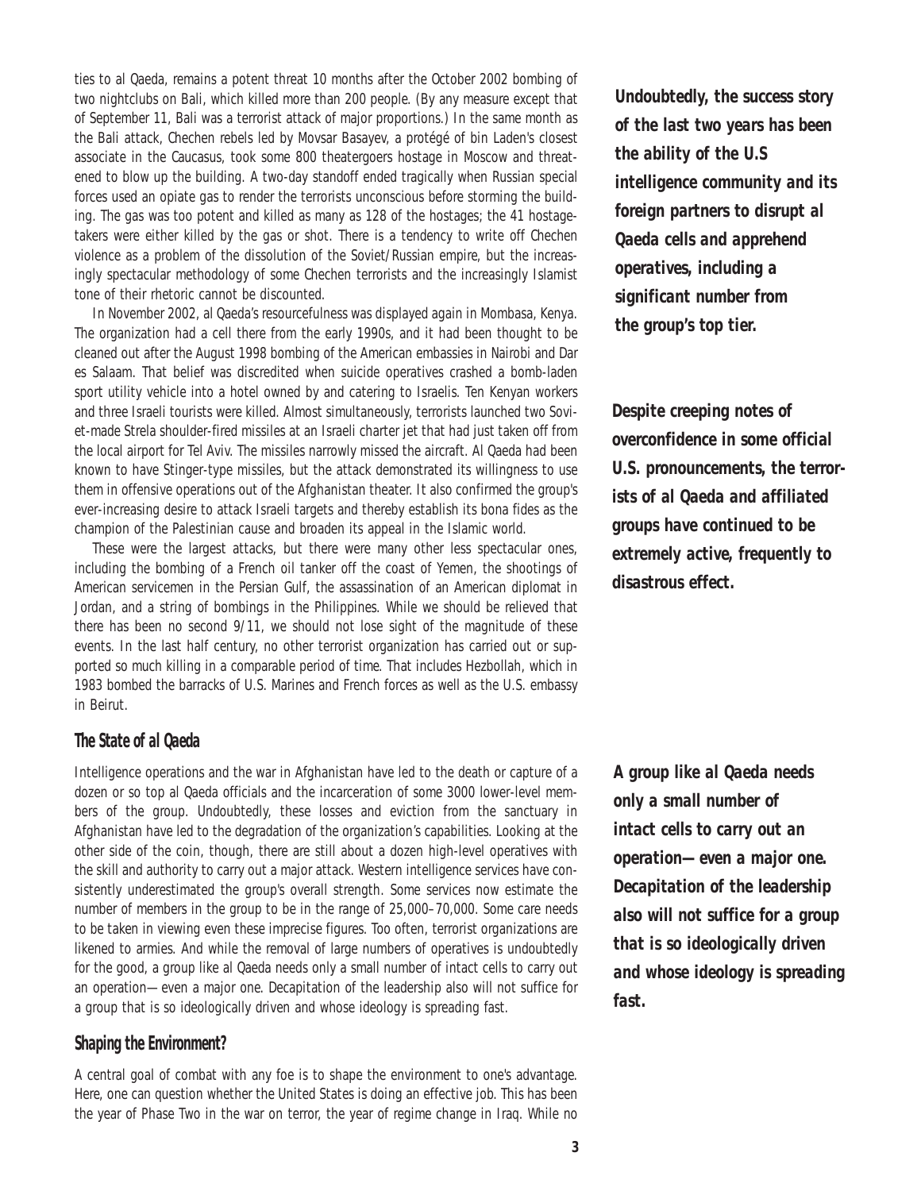ties to al Qaeda, remains a potent threat 10 months after the October 2002 bombing of two nightclubs on Bali, which killed more than 200 people. (By any measure except that of September 11, Bali was a terrorist attack of major proportions.) In the same month as the Bali attack, Chechen rebels led by Movsar Basayev, a protégé of bin Laden's closest associate in the Caucasus, took some 800 theatergoers hostage in Moscow and threatened to blow up the building. A two-day standoff ended tragically when Russian special forces used an opiate gas to render the terrorists unconscious before storming the building. The gas was too potent and killed as many as 128 of the hostages; the 41 hostage-takers were either killed by the gas or shot. There is a tendency to write off Chechen violence as a problem of the dissolution of the Soviet/Russian empire, but the increasingly spectacular methodology of some Chechen terrorists and the increasingly Islamist tone of their rhetoric cannot be discounted.

In November 2002, al Qaeda's resourcefulness was displayed again in Mombasa, Kenya. The organization had a cell there from the early 1990s, and it had been thought to be cleaned out after the August 1998 bombing of the American embassies in Nairobi and Dar es Salaam. That belief was discredited when suicide operatives crashed a bomb-laden sport utility vehicle into a hotel owned by and catering to Israelis. Ten Kenyan workers and three Israeli tourists were killed. Almost simultaneously, terrorists launched two Soviet-made Strela shoulder-fired missiles at an Israeli charter jet that had just taken off from the local airport for Tel Aviv. The missiles narrowly missed the aircraft. Al Qaeda had been known to have Stinger-type missiles, but the attack demonstrated its willingness to use them in offensive operations out of the Afghanistan theater. It also confirmed the group's ever-increasing desire to attack Israeli targets and thereby establish its bona fides as the champion of the Palestinian cause and broaden its appeal in the Islamic world.

These were the largest attacks, but there were many other less spectacular ones, including the bombing of a French oil tanker off the coast of Yemen, the shootings of American servicemen in the Persian Gulf, the assassination of an American diplomat in Jordan, and a string of bombings in the Philippines. While we should be relieved that there has been no second 9/11, we should not lose sight of the magnitude of these events. In the last half century, no other terrorist organization has carried out or supported so much killing in a comparable period of time. That includes Hezbollah, which in 1983 bombed the barracks of U.S. Marines and French forces as well as the U.S. embassy in Beirut.

***Undoubtedly, the success story of the last two years has been the ability of the U.S intelligence community and its foreign partners to disrupt al Qaeda cells and apprehend operatives, including a significant number from the group's top tier.***

***Despite creeping notes of overconfidence in some official U.S. pronouncements, the terrorists of al Qaeda and affiliated groups have continued to be extremely active, frequently to disastrous effect.***

## The State of al Qaeda

Intelligence operations and the war in Afghanistan have led to the death or capture of a dozen or so top al Qaeda officials and the incarceration of some 3000 lower-level members of the group. Undoubtedly, these losses and eviction from the sanctuary in Afghanistan have led to the degradation of the organization's capabilities. Looking at the other side of the coin, though, there are still about a dozen high-level operatives with the skill and authority to carry out a major attack. Western intelligence services have consistently underestimated the group's overall strength. Some services now estimate the number of members in the group to be in the range of 25,000–70,000. Some care needs to be taken in viewing even these imprecise figures. Too often, terrorist organizations are likened to armies. And while the removal of large numbers of operatives is undoubtedly for the good, a group like al Qaeda needs only a small number of intact cells to carry out an operation—even a major one. Decapitation of the leadership also will not suffice for a group that is so ideologically driven and whose ideology is spreading fast.

***A group like al Qaeda needs only a small number of intact cells to carry out an operation—even a major one. Decapitation of the leadership also will not suffice for a group that is so ideologically driven and whose ideology is spreading fast.***

## Shaping the Environment?

A central goal of combat with any foe is to shape the environment to one's advantage. Here, one can question whether the United States is doing an effective job. This has been the year of Phase Two in the war on terror, the year of regime change in Iraq. While no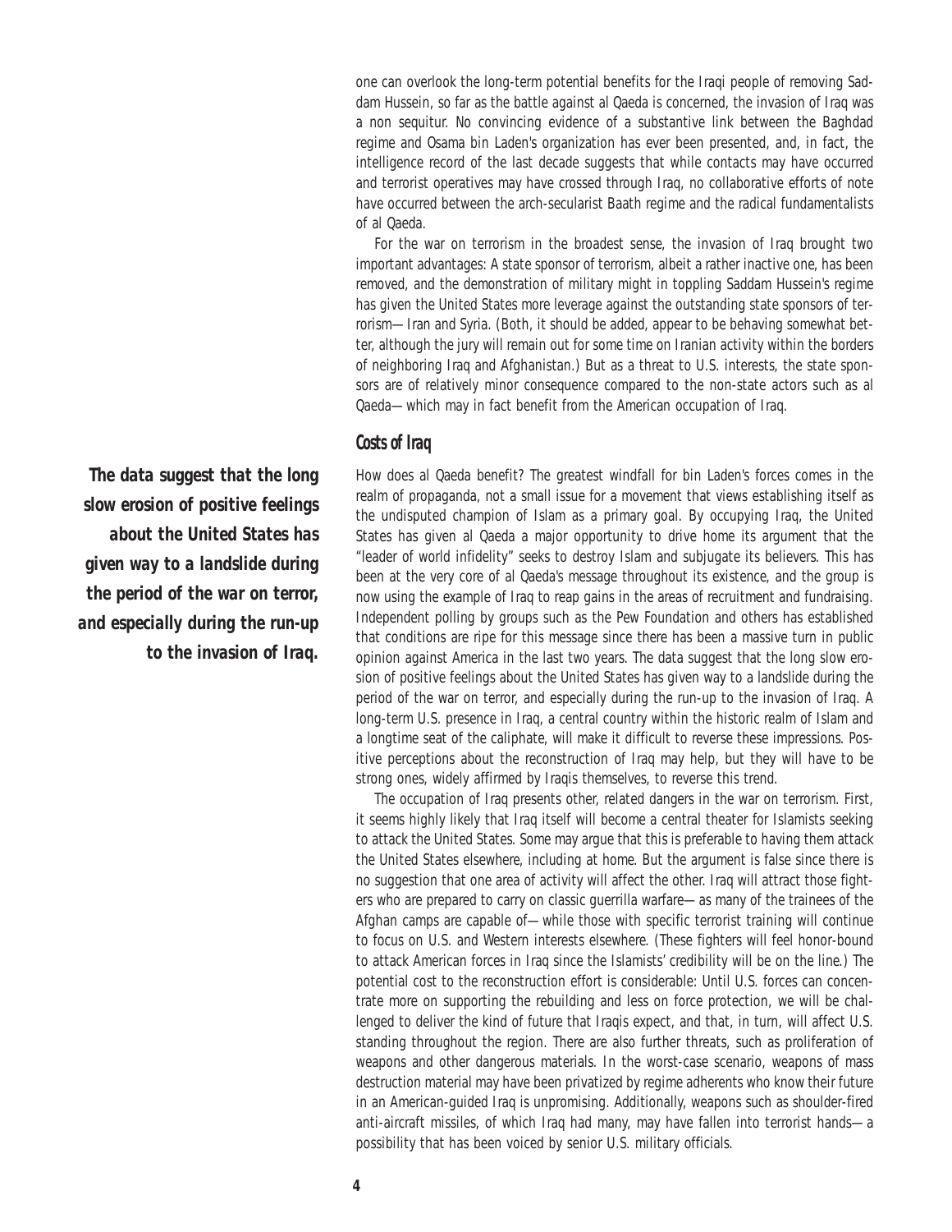one can overlook the long-term potential benefits for the Iraqi people of removing Saddam Hussein, so far as the battle against al Qaeda is concerned, the invasion of Iraq was a non sequitur. No convincing evidence of a substantive link between the Baghdad regime and Osama bin Laden's organization has ever been presented, and, in fact, the intelligence record of the last decade suggests that while contacts may have occurred and terrorist operatives may have crossed through Iraq, no collaborative efforts of note have occurred between the arch-secularist Baath regime and the radical fundamentalists of al Qaeda.

For the war on terrorism in the broadest sense, the invasion of Iraq brought two important advantages: A state sponsor of terrorism, albeit a rather inactive one, has been removed, and the demonstration of military might in toppling Saddam Hussein's regime has given the United States more leverage against the outstanding state sponsors of terrorism—Iran and Syria. (Both, it should be added, appear to be behaving somewhat better, although the jury will remain out for some time on Iranian activity within the borders of neighboring Iraq and Afghanistan.) But as a threat to U.S. interests, the state sponsors are of relatively minor consequence compared to the non-state actors such as al Qaeda—which may in fact benefit from the American occupation of Iraq.

### Costs of Iraq

How does al Qaeda benefit? The greatest windfall for bin Laden's forces comes in the realm of propaganda, not a small issue for a movement that views establishing itself as the undisputed champion of Islam as a primary goal. By occupying Iraq, the United States has given al Qaeda a major opportunity to drive home its argument that the "leader of world infidelity" seeks to destroy Islam and subjugate its believers. This has been at the very core of al Qaeda's message throughout its existence, and the group is now using the example of Iraq to reap gains in the areas of recruitment and fundraising. Independent polling by groups such as the Pew Foundation and others has established that conditions are ripe for this message since there has been a massive turn in public opinion against America in the last two years. The data suggest that the long slow erosion of positive feelings about the United States has given way to a landslide during the period of the war on terror, and especially during the run-up to the invasion of Iraq. A long-term U.S. presence in Iraq, a central country within the historic realm of Islam and a longtime seat of the caliphate, will make it difficult to reverse these impressions. Positive perceptions about the reconstruction of Iraq may help, but they will have to be strong ones, widely affirmed by Iraqis themselves, to reverse this trend.

***The data suggest that the long slow erosion of positive feelings about the United States has given way to a landslide during the period of the war on terror, and especially during the run-up to the invasion of Iraq.***

The occupation of Iraq presents other, related dangers in the war on terrorism. First, it seems highly likely that Iraq itself will become a central theater for Islamists seeking to attack the United States. Some may argue that this is preferable to having them attack the United States elsewhere, including at home. But the argument is false since there is no suggestion that one area of activity will affect the other. Iraq will attract those fighters who are prepared to carry on classic guerrilla warfare—as many of the trainees of the Afghan camps are capable of—while those with specific terrorist training will continue to focus on U.S. and Western interests elsewhere. (These fighters will feel honor-bound to attack American forces in Iraq since the Islamists' credibility will be on the line.) The potential cost to the reconstruction effort is considerable: Until U.S. forces can concentrate more on supporting the rebuilding and less on force protection, we will be challenged to deliver the kind of future that Iraqis expect, and that, in turn, will affect U.S. standing throughout the region. There are also further threats, such as proliferation of weapons and other dangerous materials. In the worst-case scenario, weapons of mass destruction material may have been privatized by regime adherents who know their future in an American-guided Iraq is unpromising. Additionally, weapons such as shoulder-fired anti-aircraft missiles, of which Iraq had many, may have fallen into terrorist hands—a possibility that has been voiced by senior U.S. military officials.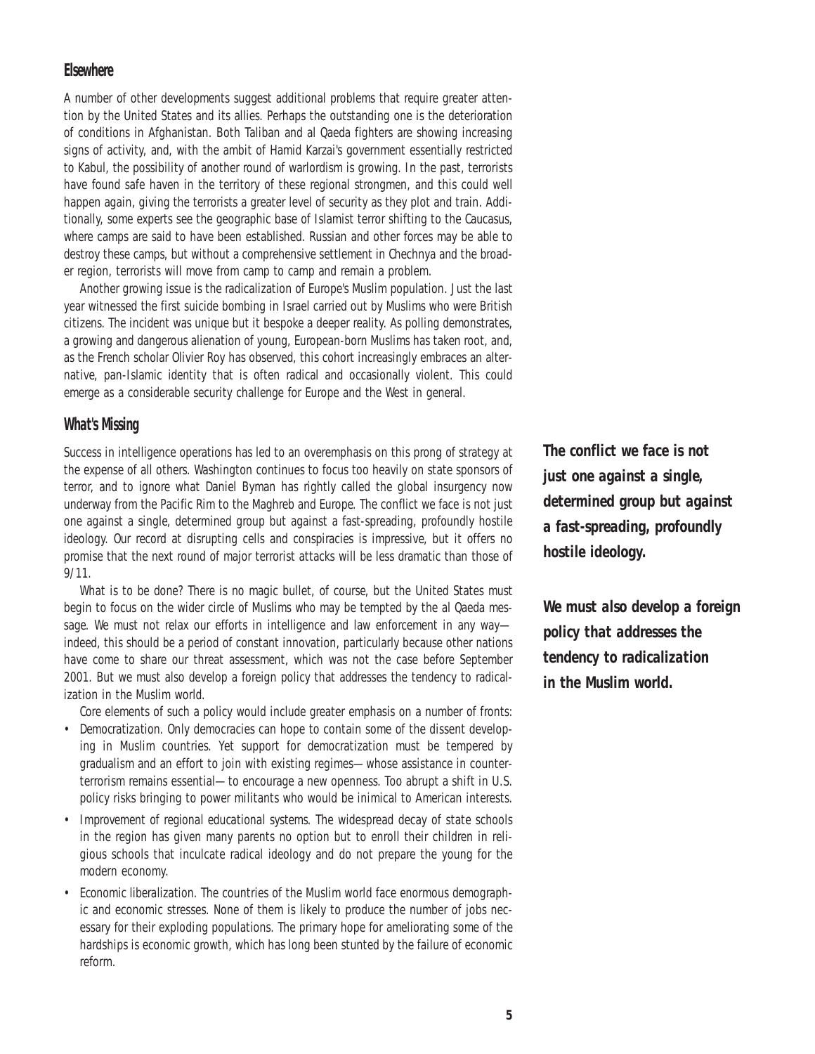## Elsewhere

A number of other developments suggest additional problems that require greater attention by the United States and its allies. Perhaps the outstanding one is the deterioration of conditions in Afghanistan. Both Taliban and al Qaeda fighters are showing increasing signs of activity, and, with the ambit of Hamid Karzai's government essentially restricted to Kabul, the possibility of another round of warlordism is growing. In the past, terrorists have found safe haven in the territory of these regional strongmen, and this could well happen again, giving the terrorists a greater level of security as they plot and train. Additionally, some experts see the geographic base of Islamist terror shifting to the Caucasus, where camps are said to have been established. Russian and other forces may be able to destroy these camps, but without a comprehensive settlement in Chechnya and the broader region, terrorists will move from camp to camp and remain a problem.

Another growing issue is the radicalization of Europe's Muslim population. Just the last year witnessed the first suicide bombing in Israel carried out by Muslims who were British citizens. The incident was unique but it bespoke a deeper reality. As polling demonstrates, a growing and dangerous alienation of young, European-born Muslims has taken root, and, as the French scholar Olivier Roy has observed, this cohort increasingly embraces an alternative, pan-Islamic identity that is often radical and occasionally violent. This could emerge as a considerable security challenge for Europe and the West in general.

## What's Missing

Success in intelligence operations has led to an overemphasis on this prong of strategy at the expense of all others. Washington continues to focus too heavily on state sponsors of terror, and to ignore what Daniel Byman has rightly called the global insurgency now underway from the Pacific Rim to the Maghreb and Europe. The conflict we face is not just one against a single, determined group but against a fast-spreading, profoundly hostile ideology. Our record at disrupting cells and conspiracies is impressive, but it offers no promise that the next round of major terrorist attacks will be less dramatic than those of 9/11.

What is to be done? There is no magic bullet, of course, but the United States must begin to focus on the wider circle of Muslims who may be tempted by the al Qaeda message. We must not relax our efforts in intelligence and law enforcement in any way—indeed, this should be a period of constant innovation, particularly because other nations have come to share our threat assessment, which was not the case before September 2001. But we must also develop a foreign policy that addresses the tendency to radicalization in the Muslim world.

Core elements of such a policy would include greater emphasis on a number of fronts:

- Democratization. Only democracies can hope to contain some of the dissent developing in Muslim countries. Yet support for democratization must be tempered by gradualism and an effort to join with existing regimes—whose assistance in counterterrorism remains essential—to encourage a new openness. Too abrupt a shift in U.S. policy risks bringing to power militants who would be inimical to American interests.
- Improvement of regional educational systems. The widespread decay of state schools in the region has given many parents no option but to enroll their children in religious schools that inculcate radical ideology and do not prepare the young for the modern economy.
- Economic liberalization. The countries of the Muslim world face enormous demographic and economic stresses. None of them is likely to produce the number of jobs necessary for their exploding populations. The primary hope for ameliorating some of the hardships is economic growth, which has long been stunted by the failure of economic reform.

***The conflict we face is not just one against a single, determined group but against a fast-spreading, profoundly hostile ideology.***

***We must also develop a foreign policy that addresses the tendency to radicalization in the Muslim world.***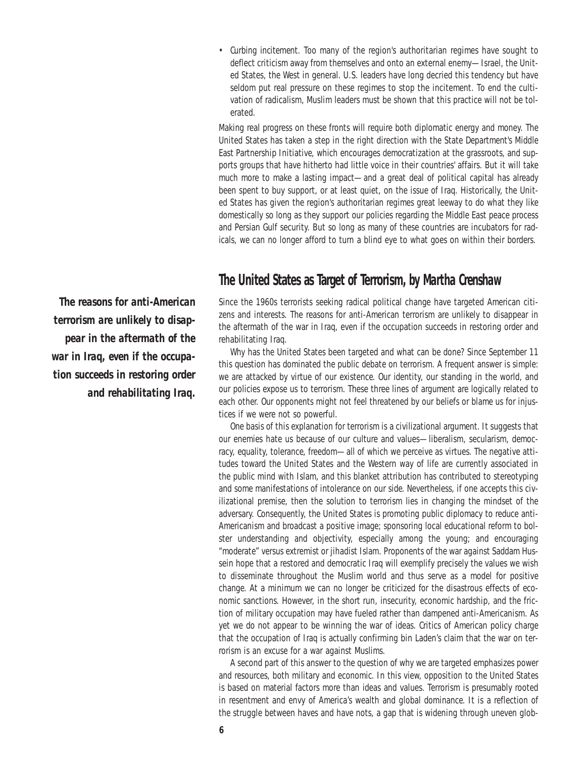- Curbing incitement. Too many of the region's authoritarian regimes have sought to deflect criticism away from themselves and onto an external enemy—Israel, the United States, the West in general. U.S. leaders have long decried this tendency but have seldom put real pressure on these regimes to stop the incitement. To end the cultivation of radicalism, Muslim leaders must be shown that this practice will not be tolerated.

Making real progress on these fronts will require both diplomatic energy and money. The United States has taken a step in the right direction with the State Department's Middle East Partnership Initiative, which encourages democratization at the grassroots, and supports groups that have hitherto had little voice in their countries' affairs. But it will take much more to make a lasting impact—and a great deal of political capital has already been spent to buy support, or at least quiet, on the issue of Iraq. Historically, the United States has given the region's authoritarian regimes great leeway to do what they like domestically so long as they support our policies regarding the Middle East peace process and Persian Gulf security. But so long as many of these countries are incubators for radicals, we can no longer afford to turn a blind eye to what goes on within their borders.

## The United States as Target of Terrorism, by Martha Crenshaw

***The reasons for anti-American terrorism are unlikely to disappear in the aftermath of the war in Iraq, even if the occupation succeeds in restoring order and rehabilitating Iraq.***

Since the 1960s terrorists seeking radical political change have targeted American citizens and interests. The reasons for anti-American terrorism are unlikely to disappear in the aftermath of the war in Iraq, even if the occupation succeeds in restoring order and rehabilitating Iraq.

Why has the United States been targeted and what can be done? Since September 11 this question has dominated the public debate on terrorism. A frequent answer is simple: we are attacked by virtue of our existence. Our identity, our standing in the world, and our policies expose us to terrorism. These three lines of argument are logically related to each other. Our opponents might not feel threatened by our beliefs or blame us for injustices if we were not so powerful.

One basis of this explanation for terrorism is a civilizational argument. It suggests that our enemies hate us because of our culture and values—liberalism, secularism, democracy, equality, tolerance, freedom—all of which we perceive as virtues. The negative attitudes toward the United States and the Western way of life are currently associated in the public mind with Islam, and this blanket attribution has contributed to stereotyping and some manifestations of intolerance on our side. Nevertheless, if one accepts this civilizational premise, then the solution to terrorism lies in changing the mindset of the adversary. Consequently, the United States is promoting public diplomacy to reduce anti-Americanism and broadcast a positive image; sponsoring local educational reform to bolster understanding and objectivity, especially among the young; and encouraging "moderate" versus extremist or jihadist Islam. Proponents of the war against Saddam Hussein hope that a restored and democratic Iraq will exemplify precisely the values we wish to disseminate throughout the Muslim world and thus serve as a model for positive change. At a minimum we can no longer be criticized for the disastrous effects of economic sanctions. However, in the short run, insecurity, economic hardship, and the friction of military occupation may have fueled rather than dampened anti-Americanism. As yet we do not appear to be winning the war of ideas. Critics of American policy charge that the occupation of Iraq is actually confirming bin Laden's claim that the war on terrorism is an excuse for a war against Muslims.

A second part of this answer to the question of why we are targeted emphasizes power and resources, both military and economic. In this view, opposition to the United States is based on material factors more than ideas and values. Terrorism is presumably rooted in resentment and envy of America's wealth and global dominance. It is a reflection of the struggle between haves and have nots, a gap that is widening through uneven glob-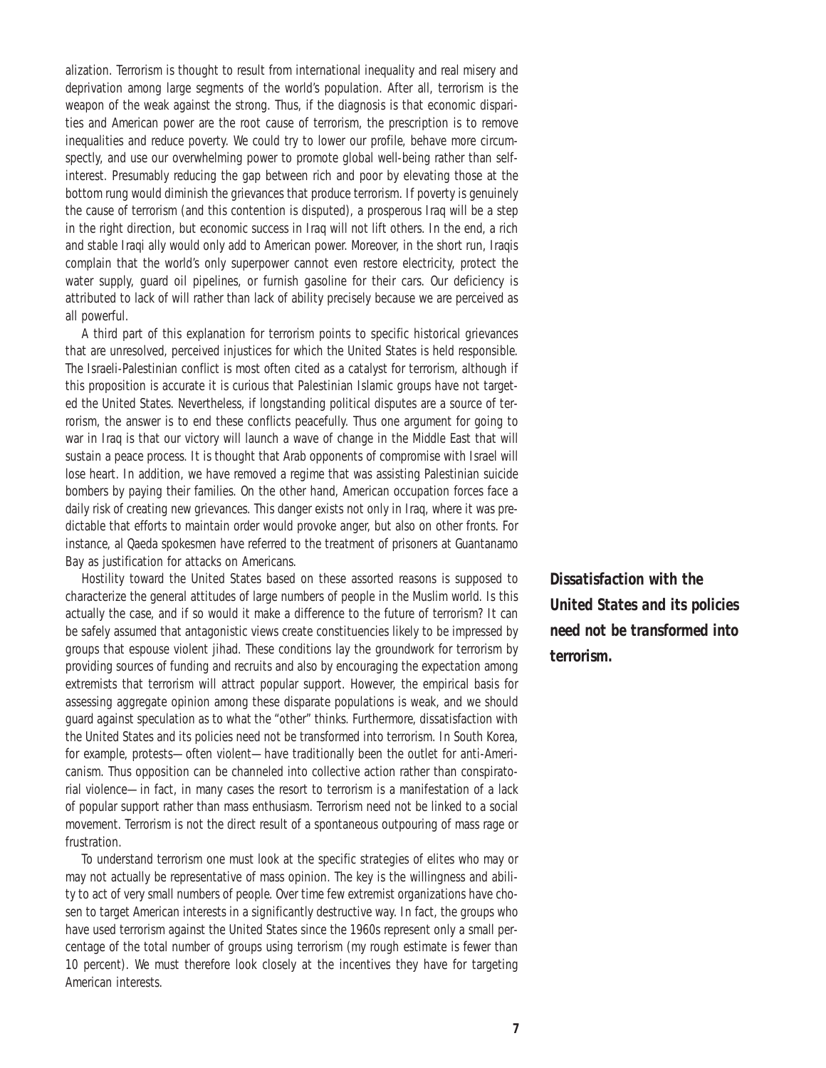alization. Terrorism is thought to result from international inequality and real misery and deprivation among large segments of the world's population. After all, terrorism is the weapon of the weak against the strong. Thus, if the diagnosis is that economic disparities and American power are the root cause of terrorism, the prescription is to remove inequalities and reduce poverty. We could try to lower our profile, behave more circumspectly, and use our overwhelming power to promote global well-being rather than self-interest. Presumably reducing the gap between rich and poor by elevating those at the bottom rung would diminish the grievances that produce terrorism. If poverty is genuinely the cause of terrorism (and this contention is disputed), a prosperous Iraq will be a step in the right direction, but economic success in Iraq will not lift others. In the end, a rich and stable Iraqi ally would only add to American power. Moreover, in the short run, Iraqis complain that the world's only superpower cannot even restore electricity, protect the water supply, guard oil pipelines, or furnish gasoline for their cars. Our deficiency is attributed to lack of will rather than lack of ability precisely because we are perceived as all powerful.

A third part of this explanation for terrorism points to specific historical grievances that are unresolved, perceived injustices for which the United States is held responsible. The Israeli-Palestinian conflict is most often cited as a catalyst for terrorism, although if this proposition is accurate it is curious that Palestinian Islamic groups have not targeted the United States. Nevertheless, if longstanding political disputes are a source of terrorism, the answer is to end these conflicts peacefully. Thus one argument for going to war in Iraq is that our victory will launch a wave of change in the Middle East that will sustain a peace process. It is thought that Arab opponents of compromise with Israel will lose heart. In addition, we have removed a regime that was assisting Palestinian suicide bombers by paying their families. On the other hand, American occupation forces face a daily risk of creating new grievances. This danger exists not only in Iraq, where it was predictable that efforts to maintain order would provoke anger, but also on other fronts. For instance, al Qaeda spokesmen have referred to the treatment of prisoners at Guantanamo Bay as justification for attacks on Americans.

Hostility toward the United States based on these assorted reasons is supposed to characterize the general attitudes of large numbers of people in the Muslim world. Is this actually the case, and if so would it make a difference to the future of terrorism? It can be safely assumed that antagonistic views create constituencies likely to be impressed by groups that espouse violent jihad. These conditions lay the groundwork for terrorism by providing sources of funding and recruits and also by encouraging the expectation among extremists that terrorism will attract popular support. However, the empirical basis for assessing aggregate opinion among these disparate populations is weak, and we should guard against speculation as to what the "other" thinks. Furthermore, dissatisfaction with the United States and its policies need not be transformed into terrorism. In South Korea, for example, protests—often violent—have traditionally been the outlet for anti-Americanism. Thus opposition can be channeled into collective action rather than conspiratorial violence—in fact, in many cases the resort to terrorism is a manifestation of a lack of popular support rather than mass enthusiasm. Terrorism need not be linked to a social movement. Terrorism is not the direct result of a spontaneous outpouring of mass rage or frustration.

***Dissatisfaction with the United States and its policies need not be transformed into terrorism.***

To understand terrorism one must look at the specific strategies of elites who may or may not actually be representative of mass opinion. The key is the willingness and ability to act of very small numbers of people. Over time few extremist organizations have chosen to target American interests in a significantly destructive way. In fact, the groups who have used terrorism against the United States since the 1960s represent only a small percentage of the total number of groups using terrorism (my rough estimate is fewer than 10 percent). We must therefore look closely at the incentives they have for targeting American interests.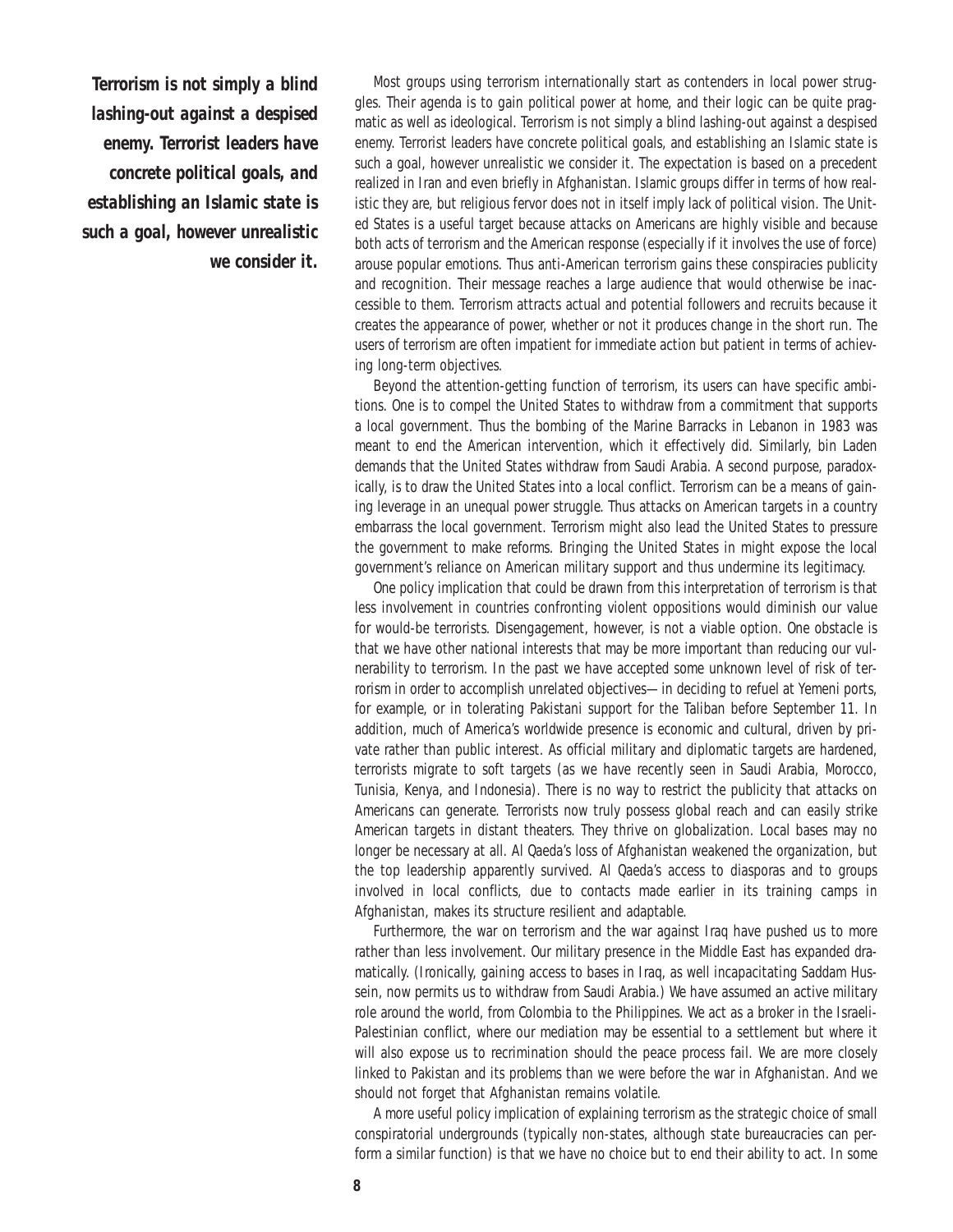***Terrorism is not simply a blind lashing-out against a despised enemy. Terrorist leaders have concrete political goals, and establishing an Islamic state is such a goal, however unrealistic we consider it.***

Most groups using terrorism internationally start as contenders in local power struggles. Their agenda is to gain political power at home, and their logic can be quite pragmatic as well as ideological. Terrorism is not simply a blind lashing-out against a despised enemy. Terrorist leaders have concrete political goals, and establishing an Islamic state is such a goal, however unrealistic we consider it. The expectation is based on a precedent realized in Iran and even briefly in Afghanistan. Islamic groups differ in terms of how realistic they are, but religious fervor does not in itself imply lack of political vision. The United States is a useful target because attacks on Americans are highly visible and because both acts of terrorism and the American response (especially if it involves the use of force) arouse popular emotions. Thus anti-American terrorism gains these conspiracies publicity and recognition. Their message reaches a large audience that would otherwise be inaccessible to them. Terrorism attracts actual and potential followers and recruits because it creates the appearance of power, whether or not it produces change in the short run. The users of terrorism are often impatient for immediate action but patient in terms of achieving long-term objectives.

Beyond the attention-getting function of terrorism, its users can have specific ambitions. One is to compel the United States to withdraw from a commitment that supports a local government. Thus the bombing of the Marine Barracks in Lebanon in 1983 was meant to end the American intervention, which it effectively did. Similarly, bin Laden demands that the United States withdraw from Saudi Arabia. A second purpose, paradoxically, is to draw the United States into a local conflict. Terrorism can be a means of gaining leverage in an unequal power struggle. Thus attacks on American targets in a country embarrass the local government. Terrorism might also lead the United States to pressure the government to make reforms. Bringing the United States in might expose the local government's reliance on American military support and thus undermine its legitimacy.

One policy implication that could be drawn from this interpretation of terrorism is that less involvement in countries confronting violent oppositions would diminish our value for would-be terrorists. Disengagement, however, is not a viable option. One obstacle is that we have other national interests that may be more important than reducing our vulnerability to terrorism. In the past we have accepted some unknown level of risk of terrorism in order to accomplish unrelated objectives—in deciding to refuel at Yemeni ports, for example, or in tolerating Pakistani support for the Taliban before September 11. In addition, much of America's worldwide presence is economic and cultural, driven by private rather than public interest. As official military and diplomatic targets are hardened, terrorists migrate to soft targets (as we have recently seen in Saudi Arabia, Morocco, Tunisia, Kenya, and Indonesia). There is no way to restrict the publicity that attacks on Americans can generate. Terrorists now truly possess global reach and can easily strike American targets in distant theaters. They thrive on globalization. Local bases may no longer be necessary at all. Al Qaeda's loss of Afghanistan weakened the organization, but the top leadership apparently survived. Al Qaeda's access to diasporas and to groups involved in local conflicts, due to contacts made earlier in its training camps in Afghanistan, makes its structure resilient and adaptable.

Furthermore, the war on terrorism and the war against Iraq have pushed us to more rather than less involvement. Our military presence in the Middle East has expanded dramatically. (Ironically, gaining access to bases in Iraq, as well incapacitating Saddam Hussein, now permits us to withdraw from Saudi Arabia.) We have assumed an active military role around the world, from Colombia to the Philippines. We act as a broker in the Israeli-Palestinian conflict, where our mediation may be essential to a settlement but where it will also expose us to recrimination should the peace process fail. We are more closely linked to Pakistan and its problems than we were before the war in Afghanistan. And we should not forget that Afghanistan remains volatile.

A more useful policy implication of explaining terrorism as the strategic choice of small conspiratorial undergrounds (typically non-states, although state bureaucracies can perform a similar function) is that we have no choice but to end their ability to act. In some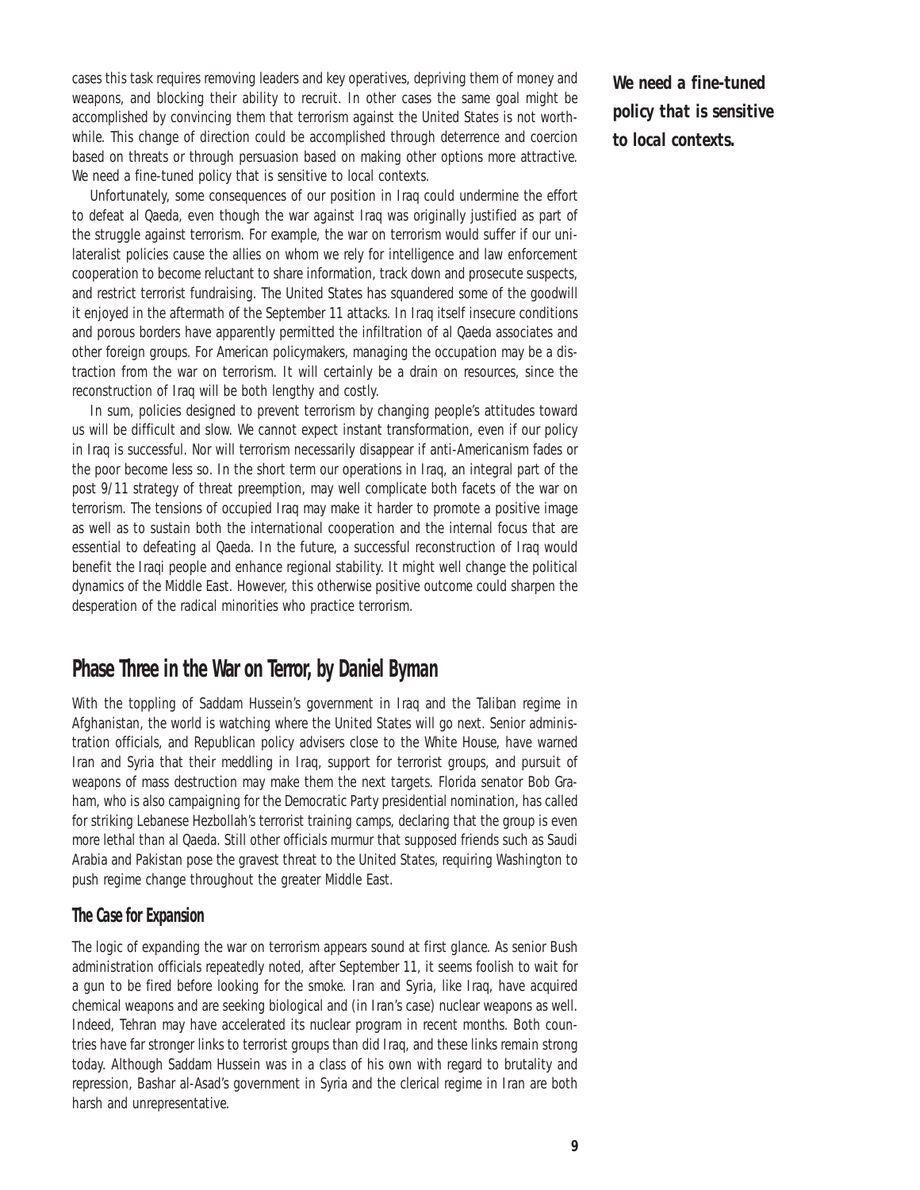cases this task requires removing leaders and key operatives, depriving them of money and weapons, and blocking their ability to recruit. In other cases the same goal might be accomplished by convincing them that terrorism against the United States is not worthwhile. This change of direction could be accomplished through deterrence and coercion based on threats or through persuasion based on making other options more attractive. We need a fine-tuned policy that is sensitive to local contexts.

***We need a fine-tuned policy that is sensitive to local contexts.***

Unfortunately, some consequences of our position in Iraq could undermine the effort to defeat al Qaeda, even though the war against Iraq was originally justified as part of the struggle against terrorism. For example, the war on terrorism would suffer if our unilateralist policies cause the allies on whom we rely for intelligence and law enforcement cooperation to become reluctant to share information, track down and prosecute suspects, and restrict terrorist fundraising. The United States has squandered some of the goodwill it enjoyed in the aftermath of the September 11 attacks. In Iraq itself insecure conditions and porous borders have apparently permitted the infiltration of al Qaeda associates and other foreign groups. For American policymakers, managing the occupation may be a distraction from the war on terrorism. It will certainly be a drain on resources, since the reconstruction of Iraq will be both lengthy and costly.

In sum, policies designed to prevent terrorism by changing people's attitudes toward us will be difficult and slow. We cannot expect instant transformation, even if our policy in Iraq is successful. Nor will terrorism necessarily disappear if anti-Americanism fades or the poor become less so. In the short term our operations in Iraq, an integral part of the post 9/11 strategy of threat preemption, may well complicate both facets of the war on terrorism. The tensions of occupied Iraq may make it harder to promote a positive image as well as to sustain both the international cooperation and the internal focus that are essential to defeating al Qaeda. In the future, a successful reconstruction of Iraq would benefit the Iraqi people and enhance regional stability. It might well change the political dynamics of the Middle East. However, this otherwise positive outcome could sharpen the desperation of the radical minorities who practice terrorism.

## Phase Three in the War on Terror, by Daniel Byman

With the toppling of Saddam Hussein's government in Iraq and the Taliban regime in Afghanistan, the world is watching where the United States will go next. Senior administration officials, and Republican policy advisers close to the White House, have warned Iran and Syria that their meddling in Iraq, support for terrorist groups, and pursuit of weapons of mass destruction may make them the next targets. Florida senator Bob Graham, who is also campaigning for the Democratic Party presidential nomination, has called for striking Lebanese Hezbollah's terrorist training camps, declaring that the group is even more lethal than al Qaeda. Still other officials murmur that supposed friends such as Saudi Arabia and Pakistan pose the gravest threat to the United States, requiring Washington to push regime change throughout the greater Middle East.

### The Case for Expansion

The logic of expanding the war on terrorism appears sound at first glance. As senior Bush administration officials repeatedly noted, after September 11, it seems foolish to wait for a gun to be fired before looking for the smoke. Iran and Syria, like Iraq, have acquired chemical weapons and are seeking biological and (in Iran's case) nuclear weapons as well. Indeed, Tehran may have accelerated its nuclear program in recent months. Both countries have far stronger links to terrorist groups than did Iraq, and these links remain strong today. Although Saddam Hussein was in a class of his own with regard to brutality and repression, Bashar al-Asad's government in Syria and the clerical regime in Iran are both harsh and unrepresentative.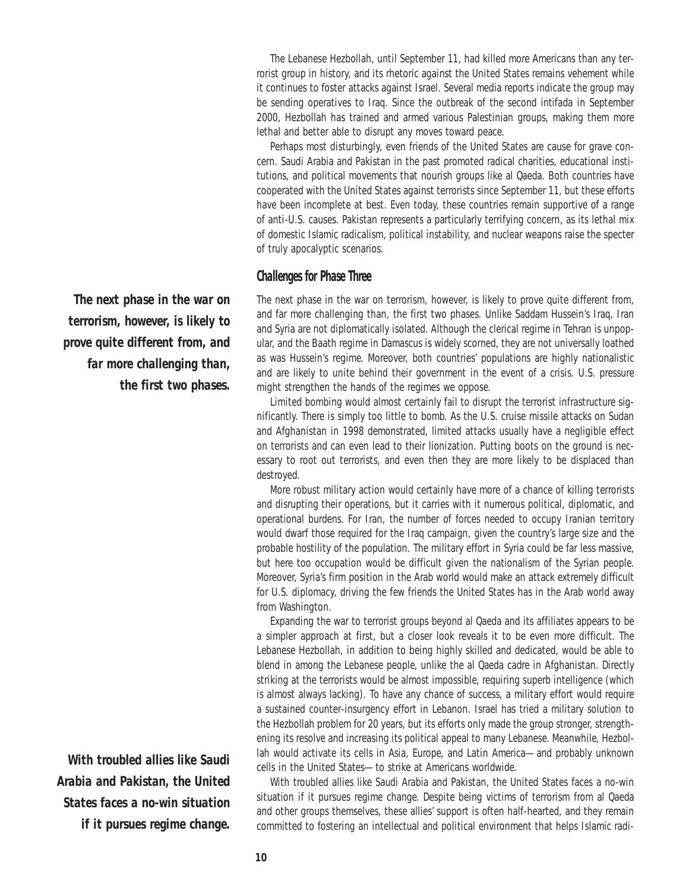The Lebanese Hezbollah, until September 11, had killed more Americans than any terrorist group in history, and its rhetoric against the United States remains vehement while it continues to foster attacks against Israel. Several media reports indicate the group may be sending operatives to Iraq. Since the outbreak of the second intifada in September 2000, Hezbollah has trained and armed various Palestinian groups, making them more lethal and better able to disrupt any moves toward peace.

Perhaps most disturbingly, even friends of the United States are cause for grave concern. Saudi Arabia and Pakistan in the past promoted radical charities, educational institutions, and political movements that nourish groups like al Qaeda. Both countries have cooperated with the United States against terrorists since September 11, but these efforts have been incomplete at best. Even today, these countries remain supportive of a range of anti-U.S. causes. Pakistan represents a particularly terrifying concern, as its lethal mix of domestic Islamic radicalism, political instability, and nuclear weapons raise the specter of truly apocalyptic scenarios.

## Challenges for Phase Three

***The next phase in the war on terrorism, however, is likely to prove quite different from, and far more challenging than, the first two phases.***

The next phase in the war on terrorism, however, is likely to prove quite different from, and far more challenging than, the first two phases. Unlike Saddam Hussein's Iraq, Iran and Syria are not diplomatically isolated. Although the clerical regime in Tehran is unpopular, and the Baath regime in Damascus is widely scorned, they are not universally loathed as was Hussein's regime. Moreover, both countries' populations are highly nationalistic and are likely to unite behind their government in the event of a crisis. U.S. pressure might strengthen the hands of the regimes we oppose.

Limited bombing would almost certainly fail to disrupt the terrorist infrastructure significantly. There is simply too little to bomb. As the U.S. cruise missile attacks on Sudan and Afghanistan in 1998 demonstrated, limited attacks usually have a negligible effect on terrorists and can even lead to their lionization. Putting boots on the ground is necessary to root out terrorists, and even then they are more likely to be displaced than destroyed.

More robust military action would certainly have more of a chance of killing terrorists and disrupting their operations, but it carries with it numerous political, diplomatic, and operational burdens. For Iran, the number of forces needed to occupy Iranian territory would dwarf those required for the Iraq campaign, given the country's large size and the probable hostility of the population. The military effort in Syria could be far less massive, but here too occupation would be difficult given the nationalism of the Syrian people. Moreover, Syria's firm position in the Arab world would make an attack extremely difficult for U.S. diplomacy, driving the few friends the United States has in the Arab world away from Washington.

Expanding the war to terrorist groups beyond al Qaeda and its affiliates appears to be a simpler approach at first, but a closer look reveals it to be even more difficult. The Lebanese Hezbollah, in addition to being highly skilled and dedicated, would be able to blend in among the Lebanese people, unlike the al Qaeda cadre in Afghanistan. Directly striking at the terrorists would be almost impossible, requiring superb intelligence (which is almost always lacking). To have any chance of success, a military effort would require a sustained counter-insurgency effort in Lebanon. Israel has tried a military solution to the Hezbollah problem for 20 years, but its efforts only made the group stronger, strengthening its resolve and increasing its political appeal to many Lebanese. Meanwhile, Hezbollah would activate its cells in Asia, Europe, and Latin America—and probably unknown cells in the United States—to strike at Americans worldwide.

***With troubled allies like Saudi Arabia and Pakistan, the United States faces a no-win situation if it pursues regime change.***

With troubled allies like Saudi Arabia and Pakistan, the United States faces a no-win situation if it pursues regime change. Despite being victims of terrorism from al Qaeda and other groups themselves, these allies' support is often half-hearted, and they remain committed to fostering an intellectual and political environment that helps Islamic radi-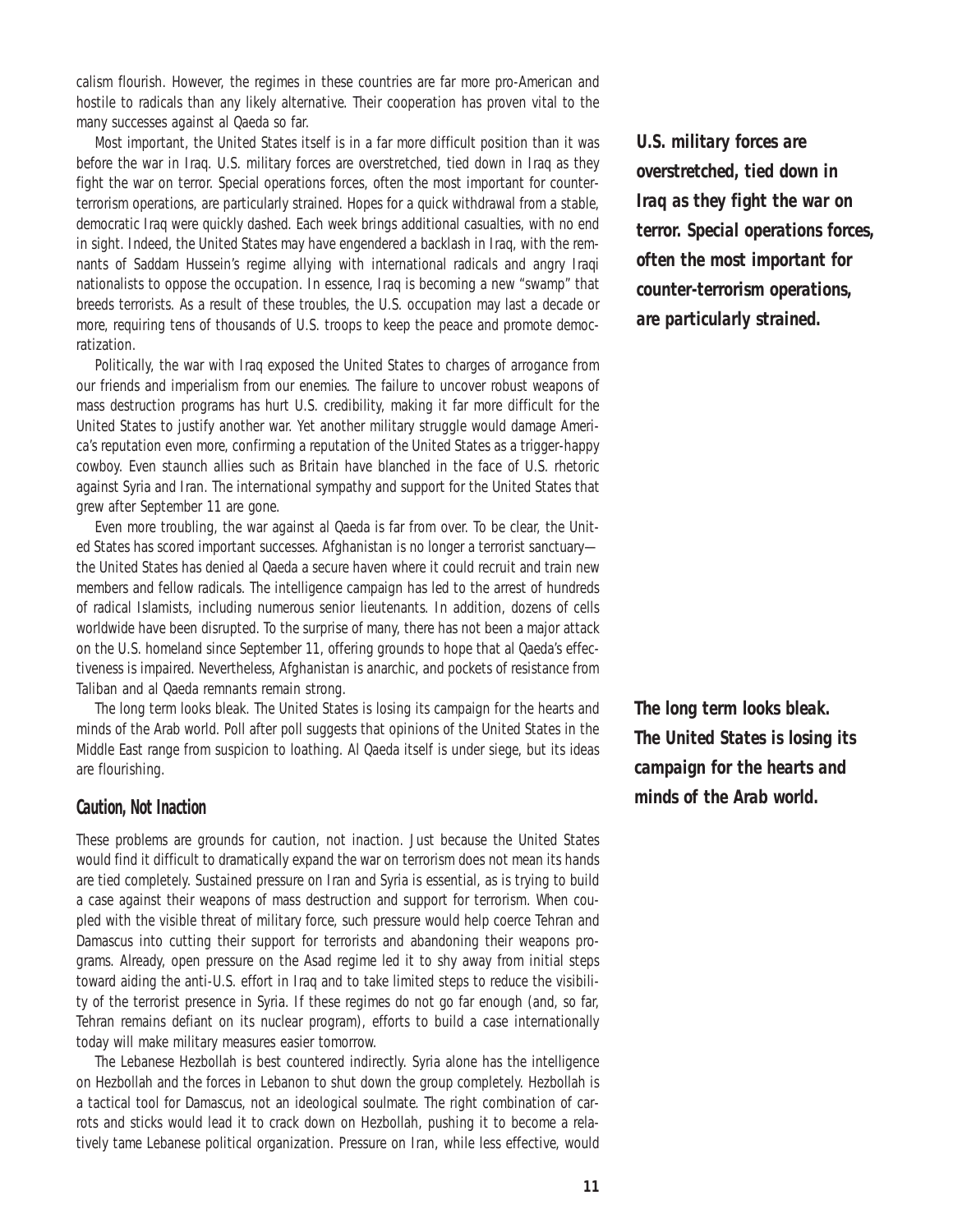calism flourish. However, the regimes in these countries are far more pro-American and hostile to radicals than any likely alternative. Their cooperation has proven vital to the many successes against al Qaeda so far.

Most important, the United States itself is in a far more difficult position than it was before the war in Iraq. U.S. military forces are overstretched, tied down in Iraq as they fight the war on terror. Special operations forces, often the most important for counter-terrorism operations, are particularly strained. Hopes for a quick withdrawal from a stable, democratic Iraq were quickly dashed. Each week brings additional casualties, with no end in sight. Indeed, the United States may have engendered a backlash in Iraq, with the remnants of Saddam Hussein's regime allying with international radicals and angry Iraqi nationalists to oppose the occupation. In essence, Iraq is becoming a new "swamp" that breeds terrorists. As a result of these troubles, the U.S. occupation may last a decade or more, requiring tens of thousands of U.S. troops to keep the peace and promote democratization.

***U.S. military forces are overstretched, tied down in Iraq as they fight the war on terror. Special operations forces, often the most important for counter-terrorism operations, are particularly strained.***

Politically, the war with Iraq exposed the United States to charges of arrogance from our friends and imperialism from our enemies. The failure to uncover robust weapons of mass destruction programs has hurt U.S. credibility, making it far more difficult for the United States to justify another war. Yet another military struggle would damage America's reputation even more, confirming a reputation of the United States as a trigger-happy cowboy. Even staunch allies such as Britain have blanched in the face of U.S. rhetoric against Syria and Iran. The international sympathy and support for the United States that grew after September 11 are gone.

Even more troubling, the war against al Qaeda is far from over. To be clear, the United States has scored important successes. Afghanistan is no longer a terrorist sanctuary—the United States has denied al Qaeda a secure haven where it could recruit and train new members and fellow radicals. The intelligence campaign has led to the arrest of hundreds of radical Islamists, including numerous senior lieutenants. In addition, dozens of cells worldwide have been disrupted. To the surprise of many, there has not been a major attack on the U.S. homeland since September 11, offering grounds to hope that al Qaeda's effectiveness is impaired. Nevertheless, Afghanistan is anarchic, and pockets of resistance from Taliban and al Qaeda remnants remain strong.

The long term looks bleak. The United States is losing its campaign for the hearts and minds of the Arab world. Poll after poll suggests that opinions of the United States in the Middle East range from suspicion to loathing. Al Qaeda itself is under siege, but its ideas are flourishing.

***The long term looks bleak. The United States is losing its campaign for the hearts and minds of the Arab world.***

### Caution, Not Inaction

These problems are grounds for caution, not inaction. Just because the United States would find it difficult to dramatically expand the war on terrorism does not mean its hands are tied completely. Sustained pressure on Iran and Syria is essential, as is trying to build a case against their weapons of mass destruction and support for terrorism. When coupled with the visible threat of military force, such pressure would help coerce Tehran and Damascus into cutting their support for terrorists and abandoning their weapons programs. Already, open pressure on the Asad regime led it to shy away from initial steps toward aiding the anti-U.S. effort in Iraq and to take limited steps to reduce the visibility of the terrorist presence in Syria. If these regimes do not go far enough (and, so far, Tehran remains defiant on its nuclear program), efforts to build a case internationally today will make military measures easier tomorrow.

The Lebanese Hezbollah is best countered indirectly. Syria alone has the intelligence on Hezbollah and the forces in Lebanon to shut down the group completely. Hezbollah is a tactical tool for Damascus, not an ideological soulmate. The right combination of carrots and sticks would lead it to crack down on Hezbollah, pushing it to become a relatively tame Lebanese political organization. Pressure on Iran, while less effective, would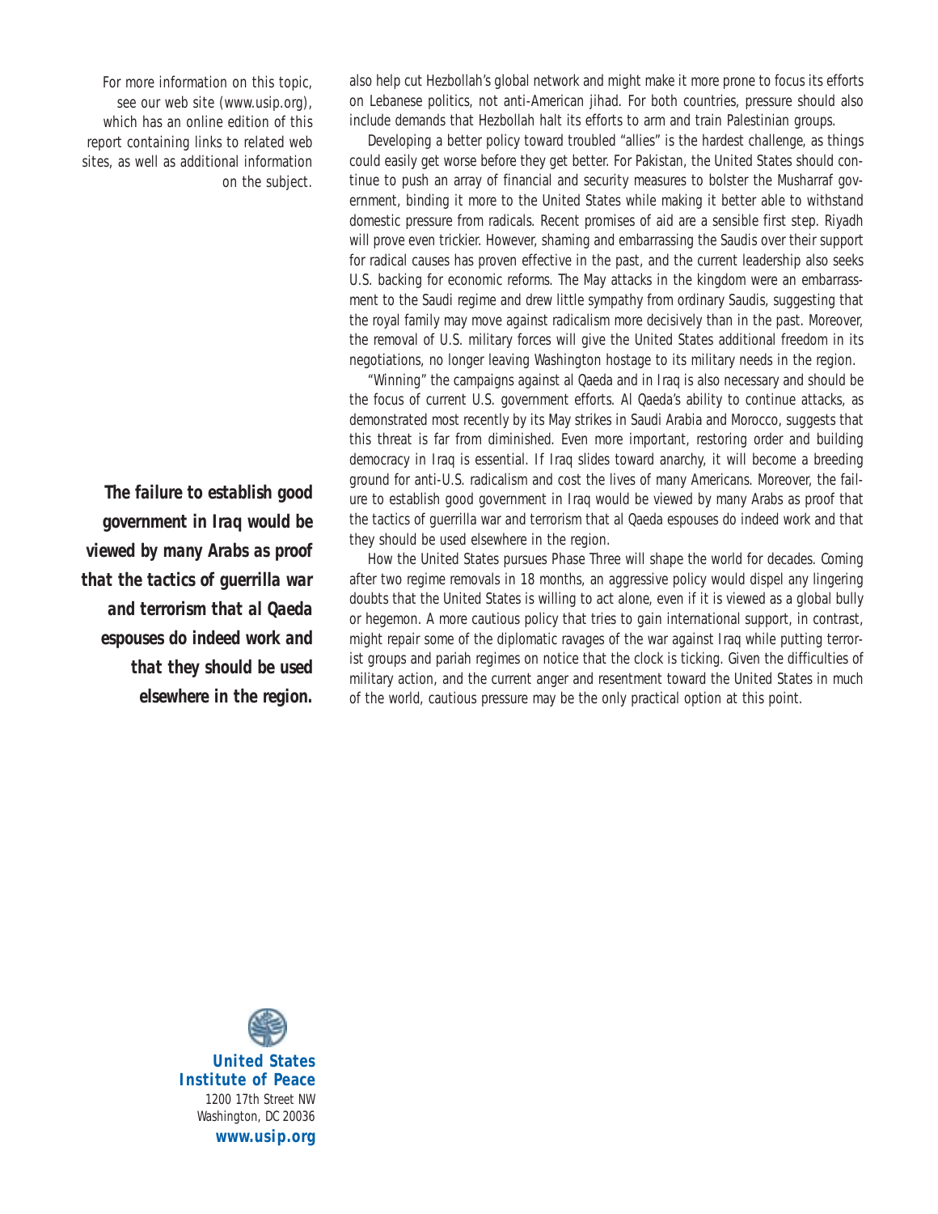For more information on this topic, see our web site (www.usip.org), which has an online edition of this report containing links to related web sites, as well as additional information on the subject.

also help cut Hezbollah's global network and might make it more prone to focus its efforts on Lebanese politics, not anti-American jihad. For both countries, pressure should also include demands that Hezbollah halt its efforts to arm and train Palestinian groups.

Developing a better policy toward troubled "allies" is the hardest challenge, as things could easily get worse before they get better. For Pakistan, the United States should continue to push an array of financial and security measures to bolster the Musharraf government, binding it more to the United States while making it better able to withstand domestic pressure from radicals. Recent promises of aid are a sensible first step. Riyadh will prove even trickier. However, shaming and embarrassing the Saudis over their support for radical causes has proven effective in the past, and the current leadership also seeks U.S. backing for economic reforms. The May attacks in the kingdom were an embarrassment to the Saudi regime and drew little sympathy from ordinary Saudis, suggesting that the royal family may move against radicalism more decisively than in the past. Moreover, the removal of U.S. military forces will give the United States additional freedom in its negotiations, no longer leaving Washington hostage to its military needs in the region.

"Winning" the campaigns against al Qaeda and in Iraq is also necessary and should be the focus of current U.S. government efforts. Al Qaeda's ability to continue attacks, as demonstrated most recently by its May strikes in Saudi Arabia and Morocco, suggests that this threat is far from diminished. Even more important, restoring order and building democracy in Iraq is essential. If Iraq slides toward anarchy, it will become a breeding ground for anti-U.S. radicalism and cost the lives of many Americans. Moreover, the failure to establish good government in Iraq would be viewed by many Arabs as proof that the tactics of guerrilla war and terrorism that al Qaeda espouses do indeed work and that they should be used elsewhere in the region.

***The failure to establish good government in Iraq would be viewed by many Arabs as proof that the tactics of guerrilla war and terrorism that al Qaeda espouses do indeed work and that they should be used elsewhere in the region.***

How the United States pursues Phase Three will shape the world for decades. Coming after two regime removals in 18 months, an aggressive policy would dispel any lingering doubts that the United States is willing to act alone, even if it is viewed as a global bully or hegemon. A more cautious policy that tries to gain international support, in contrast, might repair some of the diplomatic ravages of the war against Iraq while putting terrorist groups and pariah regimes on notice that the clock is ticking. Given the difficulties of military action, and the current anger and resentment toward the United States in much of the world, cautious pressure may be the only practical option at this point.

**United States Institute of Peace**
1200 17th Street NW
Washington, DC 20036
**www.usip.org**